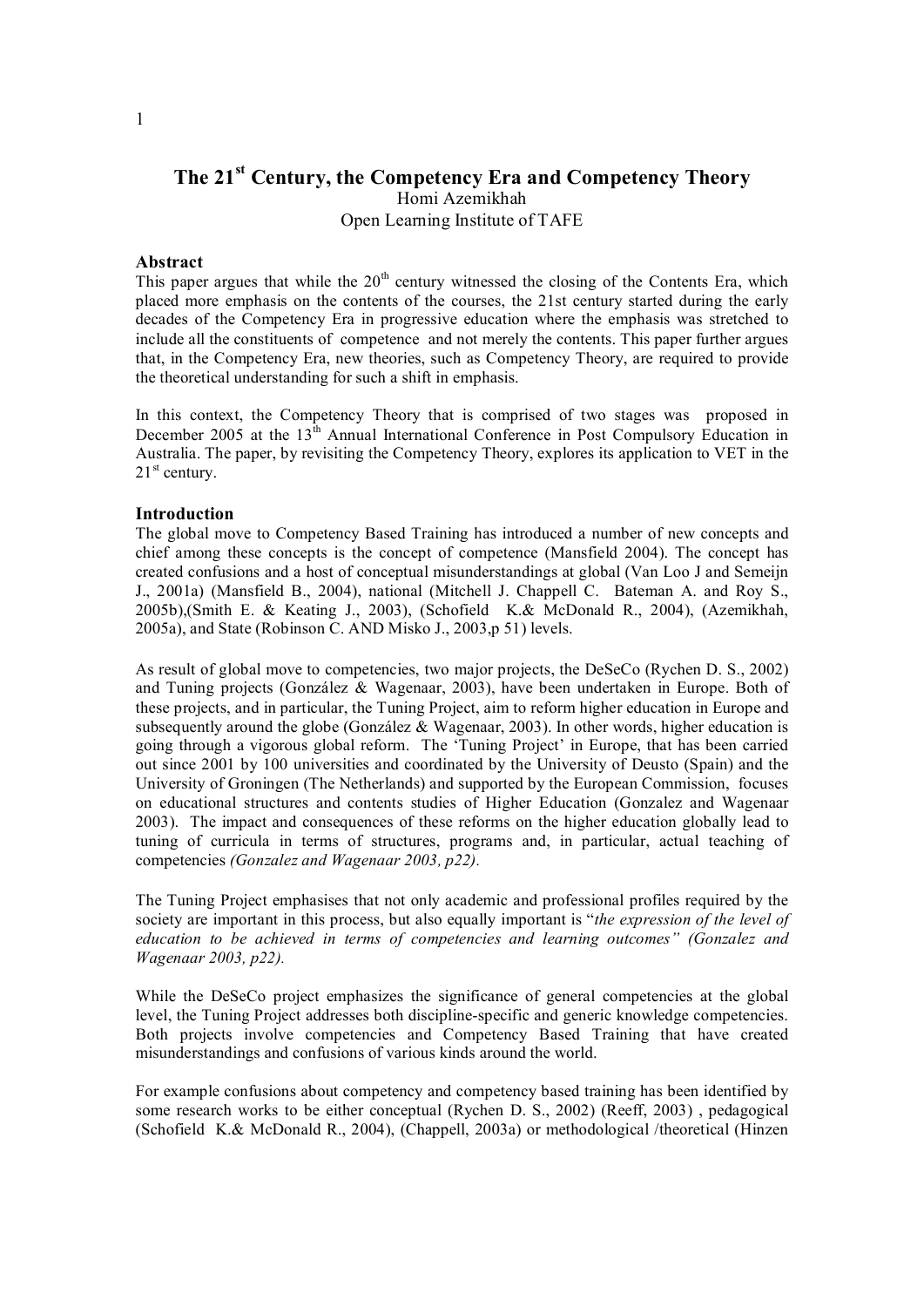# The 21st Century, the Competency Era and Competency Theory

Homi Azemikhah

Open Learning Institute of TAFE

## Abstract

This paper argues that while the 20th century witnessed the closing of the Contents Era, which placed more emphasis on the contents of the courses, the 21st century started during the early decades of the Competency Era in progressive education where the emphasis was stretched to include all the constituents of competence and not merely the contents. This paper further argues that, in the Competency Era, new theories, such as Competency Theory, are required to provide the theoretical understanding for such a shift in emphasis.

In this context, the Competency Theory that is comprised of two stages was proposed in December 2005 at the 13th Annual International Conference in Post Compulsory Education in Australia. The paper, by revisiting the Competency Theory, explores its application to VET in the 21st century.

## Introduction

The global move to Competency Based Training has introduced a number of new concepts and chief among these concepts is the concept of competence (Mansfield 2004). The concept has created confusions and a host of conceptual misunderstandings at global (Van Loo J and Semeijn J., 2001a) (Mansfield B., 2004), national (Mitchell J. Chappell C. Bateman A. and Roy S., 2005b),(Smith E. & Keating J., 2003), (Schofield K.& McDonald R., 2004), (Azemikhah, 2005a), and State (Robinson C. AND Misko J., 2003,p 51) levels.

As result of global move to competencies, two major projects, the DeSeCo (Rychen D. S., 2002) and Tuning projects (González & Wagenaar, 2003), have been undertaken in Europe. Both of these projects, and in particular, the Tuning Project, aim to reform higher education in Europe and subsequently around the globe (González & Wagenaar, 2003). In other words, higher education is going through a vigorous global reform. The 'Tuning Project' in Europe, that has been carried out since 2001 by 100 universities and coordinated by the University of Deusto (Spain) and the University of Groningen (The Netherlands) and supported by the European Commission, focuses on educational structures and contents studies of Higher Education (Gonzalez and Wagenaar 2003). The impact and consequences of these reforms on the higher education globally lead to tuning of curricula in terms of structures, programs and, in particular, actual teaching of competencies *(Gonzalez and Wagenaar 2003, p22).*

The Tuning Project emphasises that not only academic and professional profiles required by the society are important in this process, but also equally important is "*the expression of the level of education to be achieved in terms of competencies and learning outcomes" (Gonzalez and Wagenaar 2003, p22).*

While the DeSeCo project emphasizes the significance of general competencies at the global level, the Tuning Project addresses both discipline-specific and generic knowledge competencies. Both projects involve competencies and Competency Based Training that have created misunderstandings and confusions of various kinds around the world.

For example confusions about competency and competency based training has been identified by some research works to be either conceptual (Rychen D. S., 2002) (Reeff, 2003) , pedagogical (Schofield K.& McDonald R., 2004), (Chappell, 2003a) or methodological /theoretical (Hinzen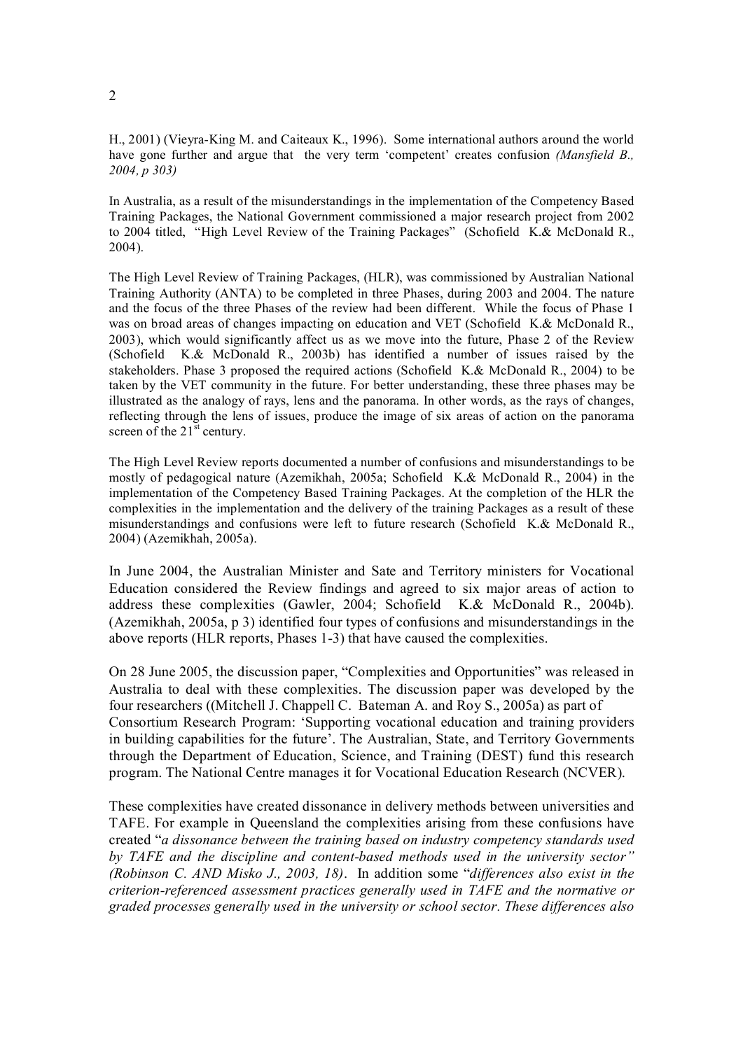H., 2001) (Vieyra-King M. and Caiteaux K., 1996). Some international authors around the world have gone further and argue that the very term 'competent' creates confusion *(Mansfield B., 2004, p 303)*

In Australia, as a result of the misunderstandings in the implementation of the Competency Based Training Packages, the National Government commissioned a major research project from 2002 to 2004 titled, "High Level Review of the Training Packages" (Schofield K.& McDonald R., 2004).

The High Level Review of Training Packages, (HLR), was commissioned by Australian National Training Authority (ANTA) to be completed in three Phases, during 2003 and 2004. The nature and the focus of the three Phases of the review had been different. While the focus of Phase 1 was on broad areas of changes impacting on education and VET (Schofield K.& McDonald R., 2003), which would significantly affect us as we move into the future, Phase 2 of the Review (Schofield K.& McDonald R., 2003b) has identified a number of issues raised by the stakeholders. Phase 3 proposed the required actions (Schofield K.& McDonald R., 2004) to be taken by the VET community in the future. For better understanding, these three phases may be illustrated as the analogy of rays, lens and the panorama. In other words, as the rays of changes, reflecting through the lens of issues, produce the image of six areas of action on the panorama screen of the 21st century.

The High Level Review reports documented a number of confusions and misunderstandings to be mostly of pedagogical nature (Azemikhah, 2005a; Schofield K.& McDonald R., 2004) in the implementation of the Competency Based Training Packages. At the completion of the HLR the complexities in the implementation and the delivery of the training Packages as a result of these misunderstandings and confusions were left to future research (Schofield K.& McDonald R., 2004) (Azemikhah, 2005a).

In June 2004, the Australian Minister and Sate and Territory ministers for Vocational Education considered the Review findings and agreed to six major areas of action to address these complexities (Gawler, 2004; Schofield K.& McDonald R., 2004b). (Azemikhah, 2005a, p 3) identified four types of confusions and misunderstandings in the above reports (HLR reports, Phases 1-3) that have caused the complexities.

On 28 June 2005, the discussion paper, "Complexities and Opportunities" was released in Australia to deal with these complexities. The discussion paper was developed by the four researchers ((Mitchell J. Chappell C. Bateman A. and Roy S., 2005a) as part of Consortium Research Program: 'Supporting vocational education and training providers in building capabilities for the future'. The Australian, State, and Territory Governments through the Department of Education, Science, and Training (DEST) fund this research program. The National Centre manages it for Vocational Education Research (NCVER).

These complexities have created dissonance in delivery methods between universities and TAFE. For example in Queensland the complexities arising from these confusions have created "*a dissonance between the training based on industry competency standards used by TAFE and the discipline and content-based methods used in the university sector" (Robinson C. AND Misko J., 2003, 18)*. In addition some "*differences also exist in the criterion-referenced assessment practices generally used in TAFE and the normative or graded processes generally used in the university or school sector. These differences also*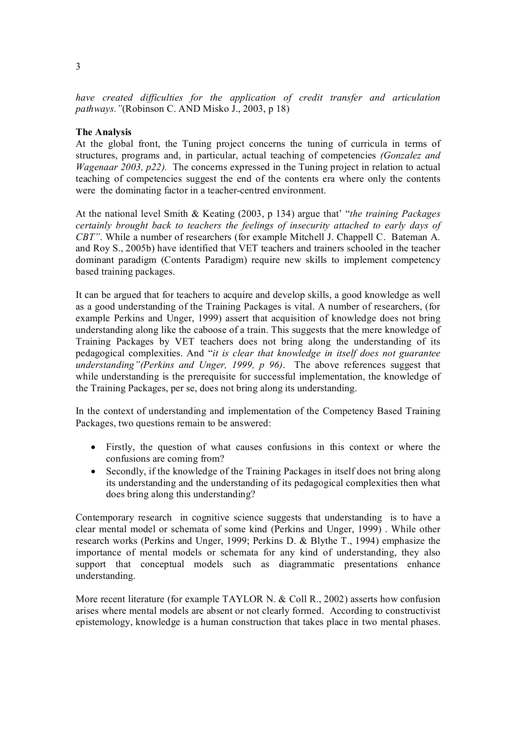*have created difficulties for the application of credit transfer and articulation pathways."*(Robinson C. AND Misko J., 2003, p 18)

**The Analysis**

At the global front, the Tuning project concerns the tuning of curricula in terms of structures, programs and, in particular, actual teaching of competencies *(Gonzalez and Wagenaar 2003, p22).* The concerns expressed in the Tuning project in relation to actual teaching of competencies suggest the end of the contents era where only the contents were the dominating factor in a teacher-centred environment.

At the national level Smith & Keating (2003, p 134) argue that' "*the training Packages certainly brought back to teachers the feelings of insecurity attached to early days of CBT"*. While a number of researchers (for example Mitchell J. Chappell C. Bateman A. and Roy S., 2005b) have identified that VET teachers and trainers schooled in the teacher dominant paradigm (Contents Paradigm) require new skills to implement competency based training packages.

It can be argued that for teachers to acquire and develop skills, a good knowledge as well as a good understanding of the Training Packages is vital. A number of researchers, (for example Perkins and Unger, 1999) assert that acquisition of knowledge does not bring understanding along like the caboose of a train. This suggests that the mere knowledge of Training Packages by VET teachers does not bring along the understanding of its pedagogical complexities. And "*it is clear that knowledge in itself does not guarantee understanding"(Perkins and Unger, 1999, p 96)*. The above references suggest that while understanding is the prerequisite for successful implementation, the knowledge of the Training Packages, per se, does not bring along its understanding.

In the context of understanding and implementation of the Competency Based Training Packages, two questions remain to be answered:

- Firstly, the question of what causes confusions in this context or where the confusions are coming from?
- Secondly, if the knowledge of the Training Packages in itself does not bring along its understanding and the understanding of its pedagogical complexities then what does bring along this understanding?

Contemporary research in cognitive science suggests that understanding is to have a clear mental model or schemata of some kind (Perkins and Unger, 1999) . While other research works (Perkins and Unger, 1999; Perkins D. & Blythe T., 1994) emphasize the importance of mental models or schemata for any kind of understanding, they also support that conceptual models such as diagrammatic presentations enhance understanding.

More recent literature (for example TAYLOR N. & Coll R., 2002) asserts how confusion arises where mental models are absent or not clearly formed. According to constructivist epistemology, knowledge is a human construction that takes place in two mental phases.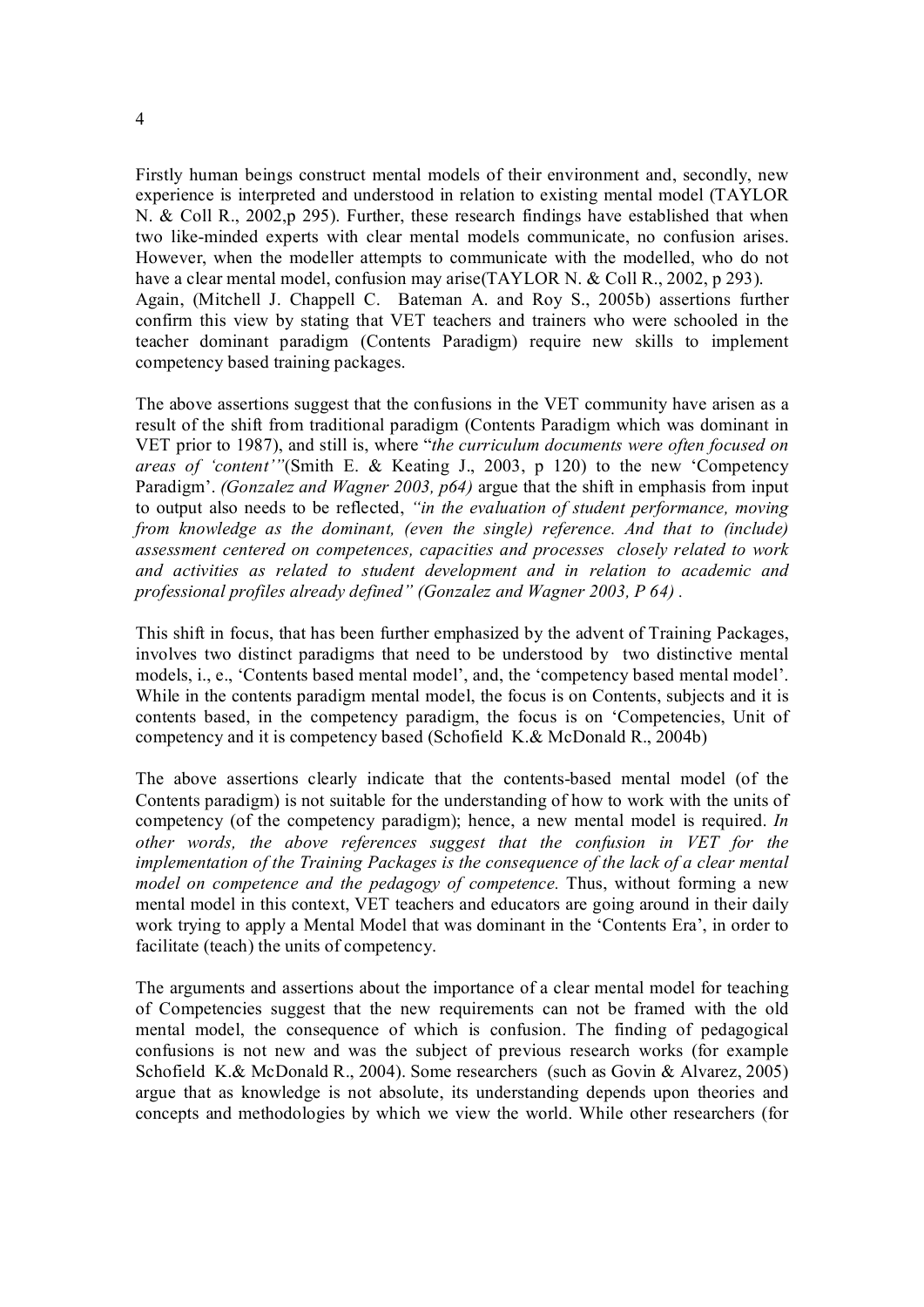Firstly human beings construct mental models of their environment and, secondly, new experience is interpreted and understood in relation to existing mental model (TAYLOR N. & Coll R., 2002,p 295). Further, these research findings have established that when two like-minded experts with clear mental models communicate, no confusion arises. However, when the modeller attempts to communicate with the modelled, who do not have a clear mental model, confusion may arise(TAYLOR N. & Coll R., 2002, p 293). Again, (Mitchell J. Chappell C. Bateman A. and Roy S., 2005b) assertions further confirm this view by stating that VET teachers and trainers who were schooled in the teacher dominant paradigm (Contents Paradigm) require new skills to implement competency based training packages.

The above assertions suggest that the confusions in the VET community have arisen as a result of the shift from traditional paradigm (Contents Paradigm which was dominant in VET prior to 1987), and still is, where "*the curriculum documents were often focused on areas of 'content'*"(Smith E. & Keating J., 2003, p 120) to the new 'Competency Paradigm'. *(Gonzalez and Wagner 2003, p64)* argue that the shift in emphasis from input to output also needs to be reflected, *"in the evaluation of student performance, moving from knowledge as the dominant, (even the single) reference. And that to (include) assessment centered on competences, capacities and processes closely related to work and activities as related to student development and in relation to academic and professional profiles already defined" (Gonzalez and Wagner 2003, P 64)* .

This shift in focus, that has been further emphasized by the advent of Training Packages, involves two distinct paradigms that need to be understood by two distinctive mental models, i., e., 'Contents based mental model', and, the 'competency based mental model'. While in the contents paradigm mental model, the focus is on Contents, subjects and it is contents based, in the competency paradigm, the focus is on 'Competencies, Unit of competency and it is competency based (Schofield K.& McDonald R., 2004b)

The above assertions clearly indicate that the contents-based mental model (of the Contents paradigm) is not suitable for the understanding of how to work with the units of competency (of the competency paradigm); hence, a new mental model is required. *In other words, the above references suggest that the confusion in VET for the implementation of the Training Packages is the consequence of the lack of a clear mental model on competence and the pedagogy of competence.* Thus, without forming a new mental model in this context, VET teachers and educators are going around in their daily work trying to apply a Mental Model that was dominant in the 'Contents Era', in order to facilitate (teach) the units of competency.

The arguments and assertions about the importance of a clear mental model for teaching of Competencies suggest that the new requirements can not be framed with the old mental model, the consequence of which is confusion. The finding of pedagogical confusions is not new and was the subject of previous research works (for example Schofield K.& McDonald R., 2004). Some researchers (such as Govin & Alvarez, 2005) argue that as knowledge is not absolute, its understanding depends upon theories and concepts and methodologies by which we view the world. While other researchers (for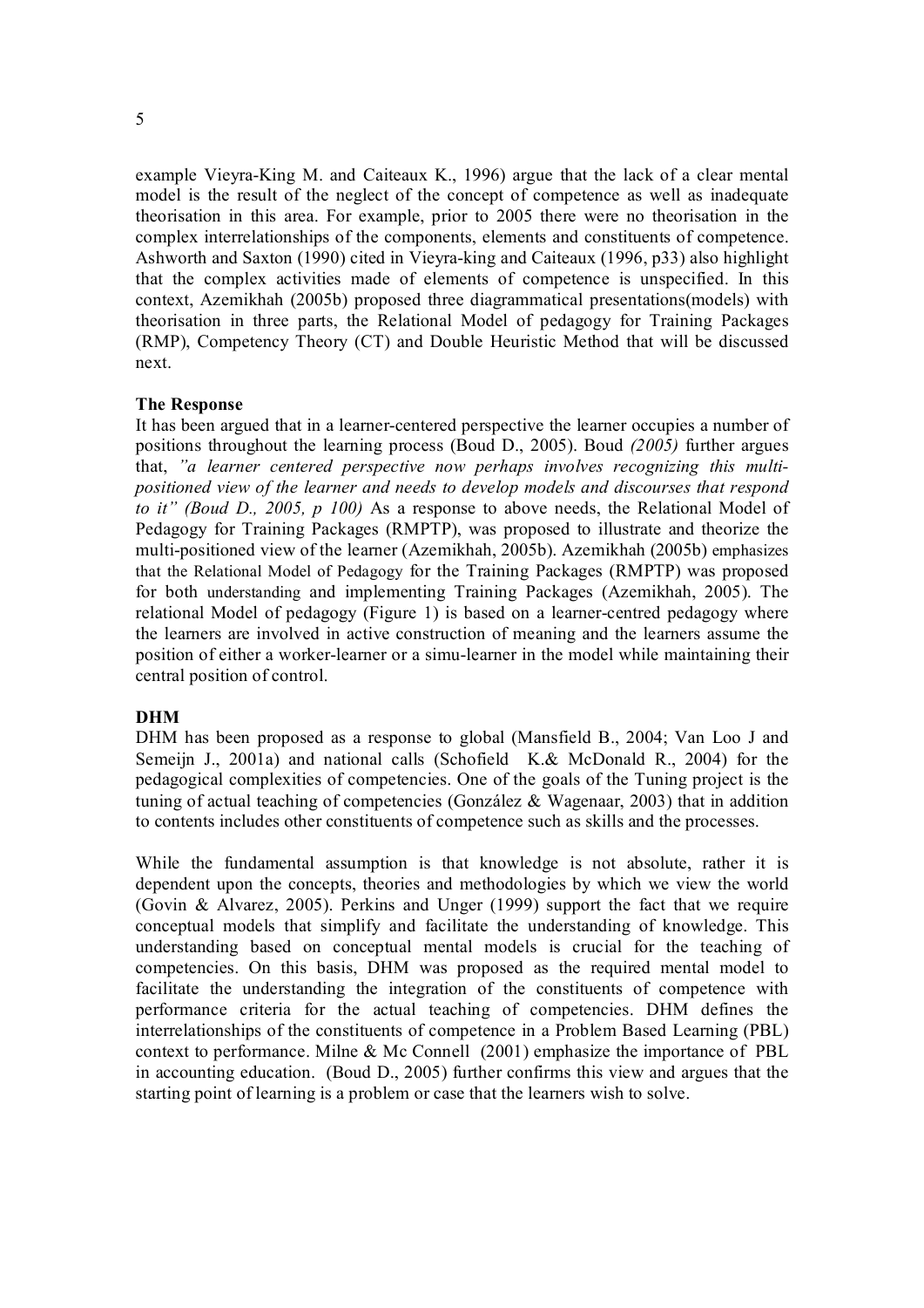example Vieyra-King M. and Caiteaux K., 1996) argue that the lack of a clear mental model is the result of the neglect of the concept of competence as well as inadequate theorisation in this area. For example, prior to 2005 there were no theorisation in the complex interrelationships of the components, elements and constituents of competence. Ashworth and Saxton (1990) cited in Vieyra-king and Caiteaux (1996, p33) also highlight that the complex activities made of elements of competence is unspecified. In this context, Azemikhah (2005b) proposed three diagrammatical presentations(models) with theorisation in three parts, the Relational Model of pedagogy for Training Packages (RMP), Competency Theory (CT) and Double Heuristic Method that will be discussed next.

**The Response**

It has been argued that in a learner-centered perspective the learner occupies a number of positions throughout the learning process (Boud D., 2005). Boud *(2005)* further argues that, *"a learner centered perspective now perhaps involves recognizing this multi-positioned view of the learner and needs to develop models and discourses that respond to it" (Boud D., 2005, p 100)* As a response to above needs, the Relational Model of Pedagogy for Training Packages (RMPTP), was proposed to illustrate and theorize the multi-positioned view of the learner (Azemikhah, 2005b). Azemikhah (2005b) emphasizes that the Relational Model of Pedagogy for the Training Packages (RMPTP) was proposed for both understanding and implementing Training Packages (Azemikhah, 2005). The relational Model of pedagogy (Figure 1) is based on a learner-centred pedagogy where the learners are involved in active construction of meaning and the learners assume the position of either a worker-learner or a simu-learner in the model while maintaining their central position of control.

**DHM**

DHM has been proposed as a response to global (Mansfield B., 2004; Van Loo J and Semeijn J., 2001a) and national calls (Schofield K.& McDonald R., 2004) for the pedagogical complexities of competencies. One of the goals of the Tuning project is the tuning of actual teaching of competencies (González & Wagenaar, 2003) that in addition to contents includes other constituents of competence such as skills and the processes.

While the fundamental assumption is that knowledge is not absolute, rather it is dependent upon the concepts, theories and methodologies by which we view the world (Govin & Alvarez, 2005). Perkins and Unger (1999) support the fact that we require conceptual models that simplify and facilitate the understanding of knowledge. This understanding based on conceptual mental models is crucial for the teaching of competencies. On this basis, DHM was proposed as the required mental model to facilitate the understanding the integration of the constituents of competence with performance criteria for the actual teaching of competencies. DHM defines the interrelationships of the constituents of competence in a Problem Based Learning (PBL) context to performance. Milne & Mc Connell (2001) emphasize the importance of PBL in accounting education. (Boud D., 2005) further confirms this view and argues that the starting point of learning is a problem or case that the learners wish to solve.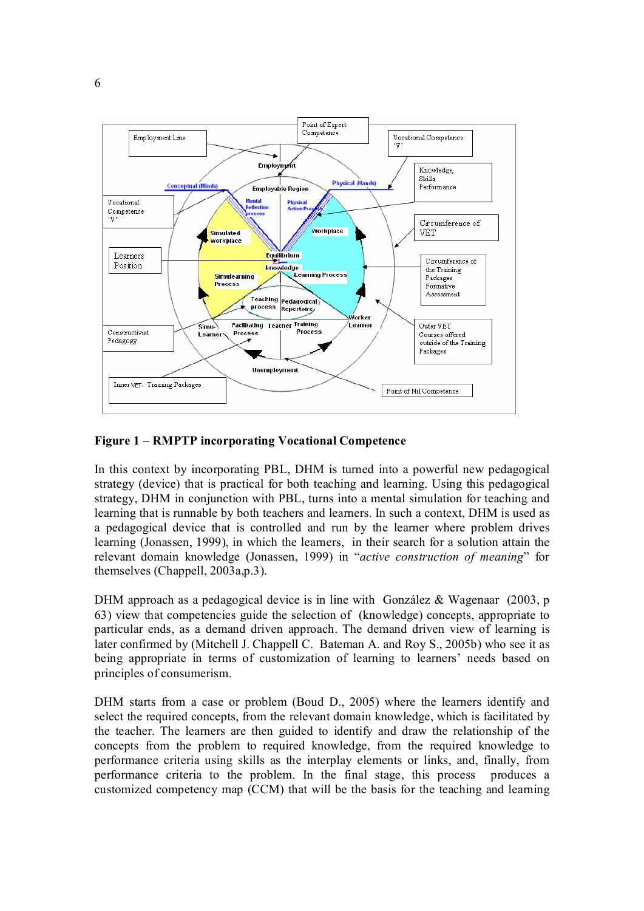**Figure 1 – RMPTP incorporating Vocational Competence**

In this context by incorporating PBL, DHM is turned into a powerful new pedagogical strategy (device) that is practical for both teaching and learning. Using this pedagogical strategy, DHM in conjunction with PBL, turns into a mental simulation for teaching and learning that is runnable by both teachers and learners. In such a context, DHM is used as a pedagogical device that is controlled and run by the learner where problem drives learning (Jonassen, 1999), in which the learners, in their search for a solution attain the relevant domain knowledge (Jonassen, 1999) in "*active construction of meaning*" for themselves (Chappell, 2003a,p.3).

DHM approach as a pedagogical device is in line with González & Wagenaar (2003, p 63) view that competencies guide the selection of (knowledge) concepts, appropriate to particular ends, as a demand driven approach. The demand driven view of learning is later confirmed by (Mitchell J. Chappell C. Bateman A. and Roy S., 2005b) who see it as being appropriate in terms of customization of learning to learners' needs based on principles of consumerism.

DHM starts from a case or problem (Boud D., 2005) where the learners identify and select the required concepts, from the relevant domain knowledge, which is facilitated by the teacher. The learners are then guided to identify and draw the relationship of the concepts from the problem to required knowledge, from the required knowledge to performance criteria using skills as the interplay elements or links, and, finally, from performance criteria to the problem. In the final stage, this process produces a customized competency map (CCM) that will be the basis for the teaching and learning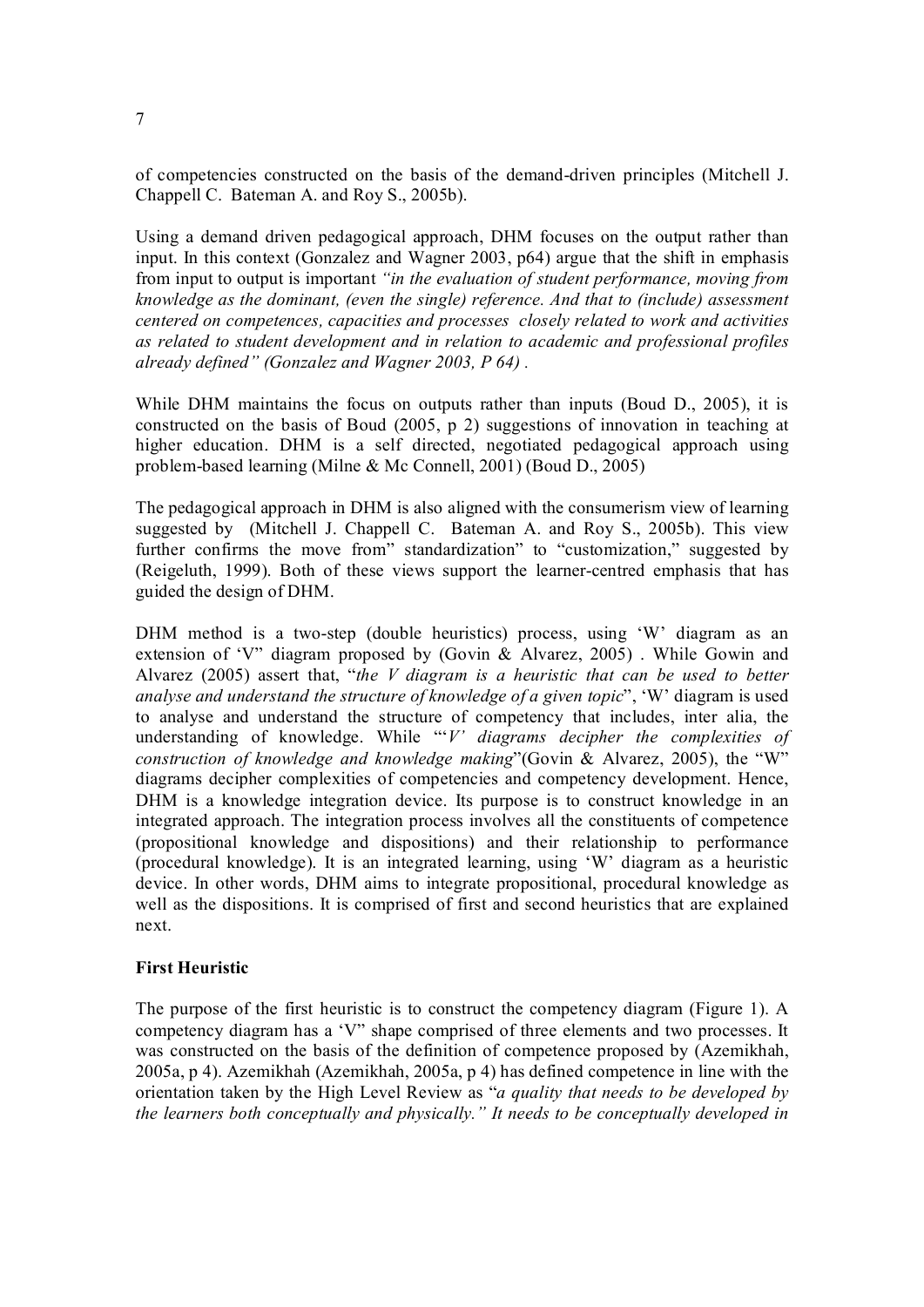of competencies constructed on the basis of the demand-driven principles (Mitchell J. Chappell C. Bateman A. and Roy S., 2005b).

Using a demand driven pedagogical approach, DHM focuses on the output rather than input. In this context (Gonzalez and Wagner 2003, p64) argue that the shift in emphasis from input to output is important *"in the evaluation of student performance, moving from knowledge as the dominant, (even the single) reference. And that to (include) assessment centered on competences, capacities and processes closely related to work and activities as related to student development and in relation to academic and professional profiles already defined" (Gonzalez and Wagner 2003, P 64)* .

While DHM maintains the focus on outputs rather than inputs (Boud D., 2005), it is constructed on the basis of Boud (2005, p 2) suggestions of innovation in teaching at higher education. DHM is a self directed, negotiated pedagogical approach using problem-based learning (Milne & Mc Connell, 2001) (Boud D., 2005)

The pedagogical approach in DHM is also aligned with the consumerism view of learning suggested by (Mitchell J. Chappell C. Bateman A. and Roy S., 2005b). This view further confirms the move from" standardization" to "customization," suggested by (Reigeluth, 1999). Both of these views support the learner-centred emphasis that has guided the design of DHM.

DHM method is a two-step (double heuristics) process, using 'W' diagram as an extension of 'V" diagram proposed by (Govin & Alvarez, 2005) . While Gowin and Alvarez (2005) assert that, "*the V diagram is a heuristic that can be used to better analyse and understand the structure of knowledge of a given topic*", 'W' diagram is used to analyse and understand the structure of competency that includes, inter alia, the understanding of knowledge. While "'*V' diagrams decipher the complexities of construction of knowledge and knowledge making*"(Govin & Alvarez, 2005), the "W" diagrams decipher complexities of competencies and competency development. Hence, DHM is a knowledge integration device. Its purpose is to construct knowledge in an integrated approach. The integration process involves all the constituents of competence (propositional knowledge and dispositions) and their relationship to performance (procedural knowledge). It is an integrated learning, using 'W' diagram as a heuristic device. In other words, DHM aims to integrate propositional, procedural knowledge as well as the dispositions. It is comprised of first and second heuristics that are explained next.

**First Heuristic**

The purpose of the first heuristic is to construct the competency diagram (Figure 1). A competency diagram has a 'V" shape comprised of three elements and two processes. It was constructed on the basis of the definition of competence proposed by (Azemikhah, 2005a, p 4). Azemikhah (Azemikhah, 2005a, p 4) has defined competence in line with the orientation taken by the High Level Review as "*a quality that needs to be developed by the learners both conceptually and physically." It needs to be conceptually developed in*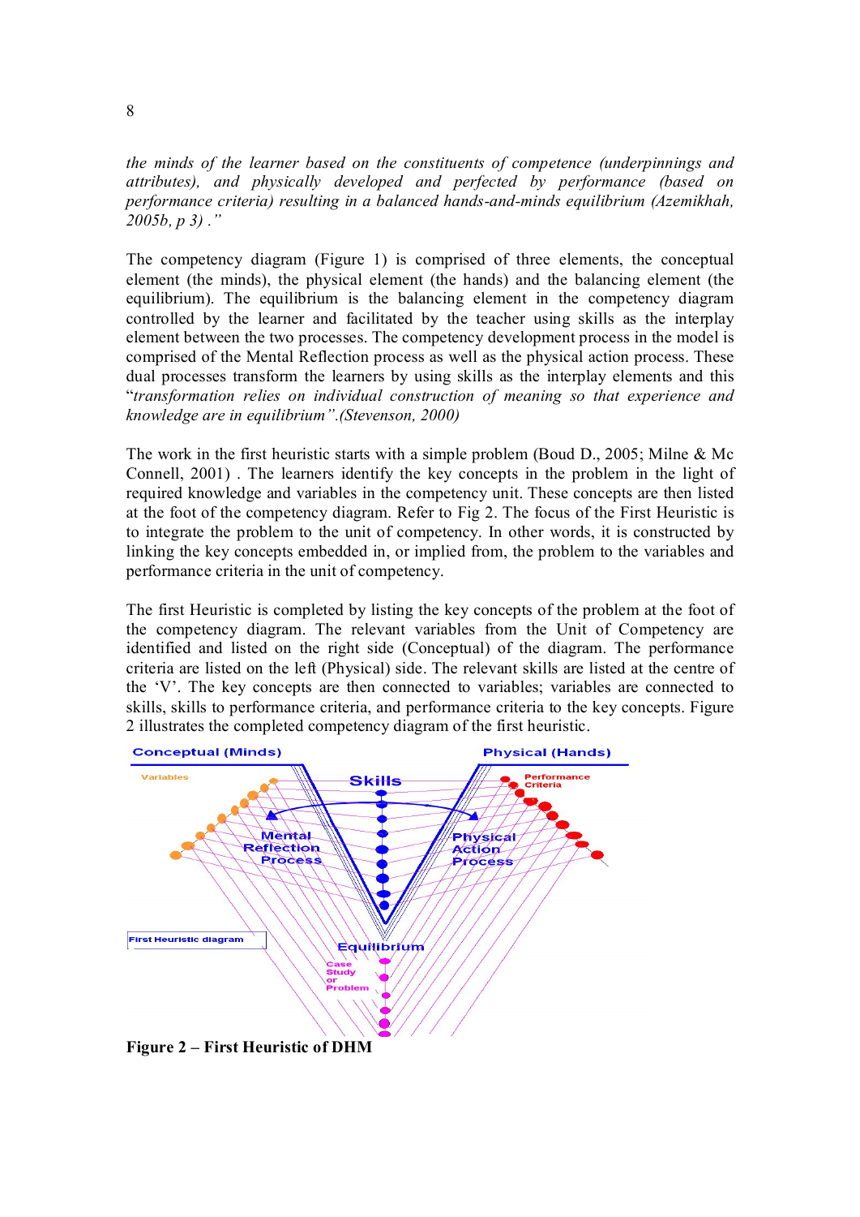*the minds of the learner based on the constituents of competence (underpinnings and attributes), and physically developed and perfected by performance (based on performance criteria) resulting in a balanced hands-and-minds equilibrium (Azemikhah, 2005b, p 3) ."*

The competency diagram (Figure 1) is comprised of three elements, the conceptual element (the minds), the physical element (the hands) and the balancing element (the equilibrium). The equilibrium is the balancing element in the competency diagram controlled by the learner and facilitated by the teacher using skills as the interplay element between the two processes. The competency development process in the model is comprised of the Mental Reflection process as well as the physical action process. These dual processes transform the learners by using skills as the interplay elements and this "*transformation relies on individual construction of meaning so that experience and knowledge are in equilibrium".(Stevenson, 2000)*

The work in the first heuristic starts with a simple problem (Boud D., 2005; Milne & Mc Connell, 2001) . The learners identify the key concepts in the problem in the light of required knowledge and variables in the competency unit. These concepts are then listed at the foot of the competency diagram. Refer to Fig 2. The focus of the First Heuristic is to integrate the problem to the unit of competency. In other words, it is constructed by linking the key concepts embedded in, or implied from, the problem to the variables and performance criteria in the unit of competency.

The first Heuristic is completed by listing the key concepts of the problem at the foot of the competency diagram. The relevant variables from the Unit of Competency are identified and listed on the right side (Conceptual) of the diagram. The performance criteria are listed on the left (Physical) side. The relevant skills are listed at the centre of the 'V'. The key concepts are then connected to variables; variables are connected to skills, skills to performance criteria, and performance criteria to the key concepts. Figure 2 illustrates the completed competency diagram of the first heuristic.

**Figure 2 – First Heuristic of DHM**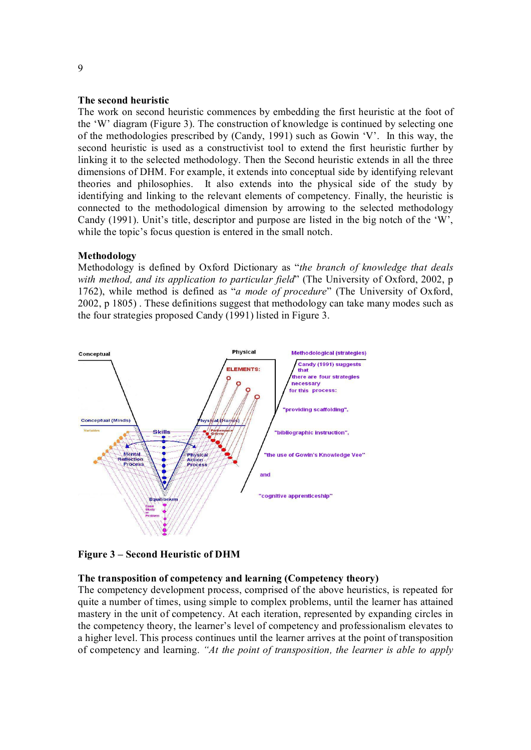**The second heuristic**

The work on second heuristic commences by embedding the first heuristic at the foot of the 'W' diagram (Figure 3). The construction of knowledge is continued by selecting one of the methodologies prescribed by (Candy, 1991) such as Gowin 'V'. In this way, the second heuristic is used as a constructivist tool to extend the first heuristic further by linking it to the selected methodology. Then the Second heuristic extends in all the three dimensions of DHM. For example, it extends into conceptual side by identifying relevant theories and philosophies. It also extends into the physical side of the study by identifying and linking to the relevant elements of competency. Finally, the heuristic is connected to the methodological dimension by arrowing to the selected methodology Candy (1991). Unit's title, descriptor and purpose are listed in the big notch of the 'W', while the topic's focus question is entered in the small notch.

**Methodology**

Methodology is defined by Oxford Dictionary as "*the branch of knowledge that deals with method, and its application to particular field*" (The University of Oxford, 2002, p 1762), while method is defined as "*a mode of procedure*" (The University of Oxford, 2002, p 1805) . These definitions suggest that methodology can take many modes such as the four strategies proposed Candy (1991) listed in Figure 3.

**Figure 3 – Second Heuristic of DHM**

**The transposition of competency and learning (Competency theory)**

The competency development process, comprised of the above heuristics, is repeated for quite a number of times, using simple to complex problems, until the learner has attained mastery in the unit of competency. At each iteration, represented by expanding circles in the competency theory, the learner's level of competency and professionalism elevates to a higher level. This process continues until the learner arrives at the point of transposition of competency and learning. *"At the point of transposition, the learner is able to apply*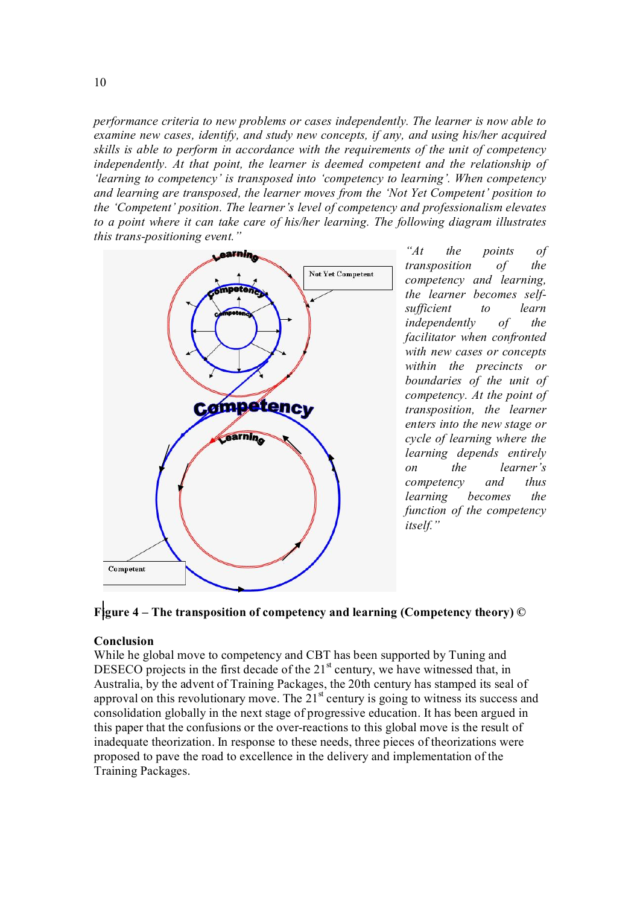*performance criteria to new problems or cases independently. The learner is now able to examine new cases, identify, and study new concepts, if any, and using his/her acquired skills is able to perform in accordance with the requirements of the unit of competency independently. At that point, the learner is deemed competent and the relationship of 'learning to competency' is transposed into 'competency to learning'. When competency and learning are transposed, the learner moves from the 'Not Yet Competent' position to the 'Competent' position. The learner's level of competency and professionalism elevates to a point where it can take care of his/her learning. The following diagram illustrates this trans-positioning event."*

*"At the points of transposition of the competency and learning, the learner becomes self-sufficient to learn independently of the facilitator when confronted with new cases or concepts within the precincts or boundaries of the unit of competency. At the point of transposition, the learner enters into the new stage or cycle of learning where the learning depends entirely on the learner's competency and thus learning becomes the function of the competency itself."*

**Figure 4 – The transposition of competency and learning (Competency theory) ©**

## Conclusion

While he global move to competency and CBT has been supported by Tuning and DESECO projects in the first decade of the 21st century, we have witnessed that, in Australia, by the advent of Training Packages, the 20th century has stamped its seal of approval on this revolutionary move. The 21st century is going to witness its success and consolidation globally in the next stage of progressive education. It has been argued in this paper that the confusions or the over-reactions to this global move is the result of inadequate theorization. In response to these needs, three pieces of theorizations were proposed to pave the road to excellence in the delivery and implementation of the Training Packages.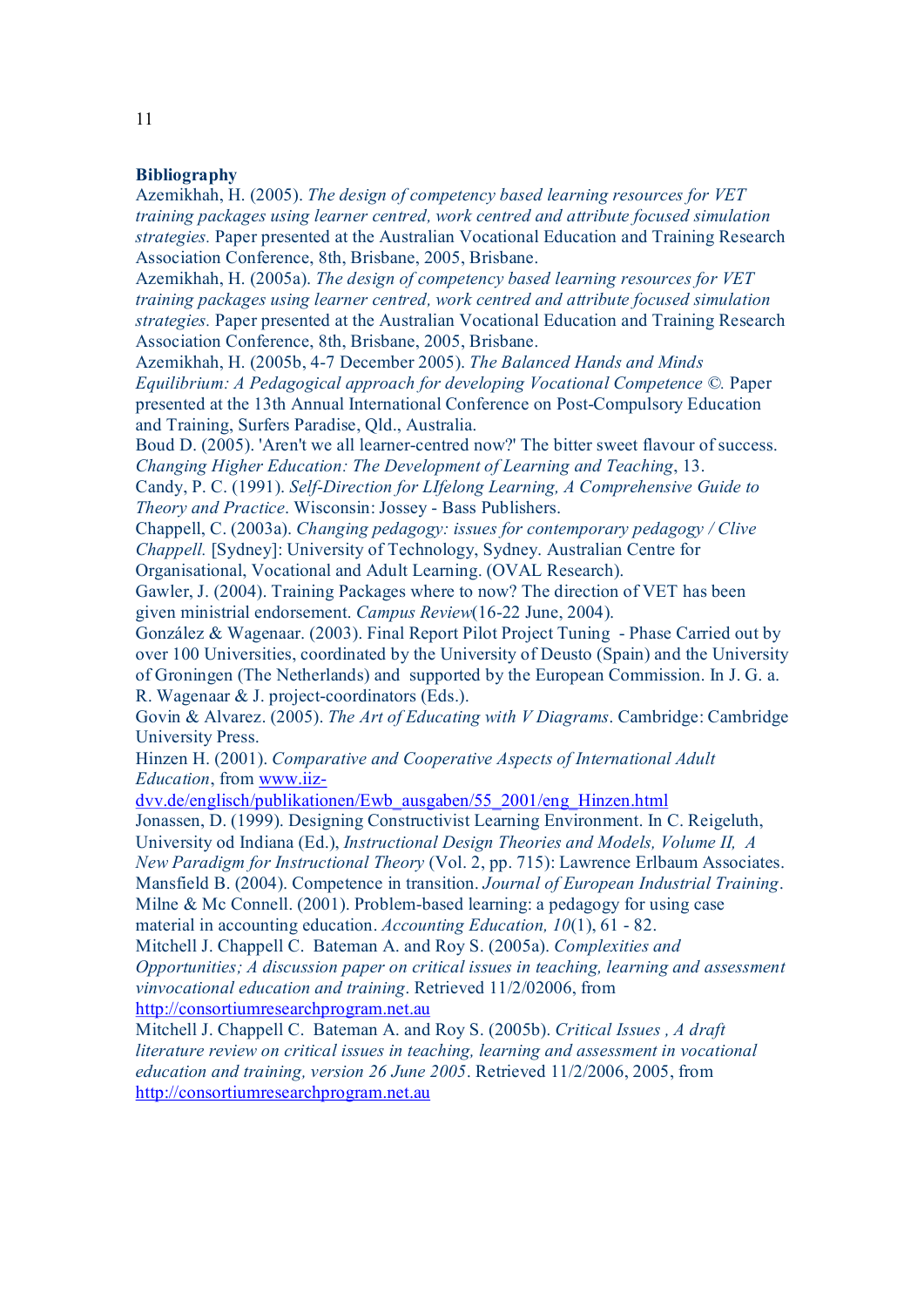**Bibliography**

Azemikhah, H. (2005). *The design of competency based learning resources for VET training packages using learner centred, work centred and attribute focused simulation strategies.* Paper presented at the Australian Vocational Education and Training Research Association Conference, 8th, Brisbane, 2005, Brisbane.

Azemikhah, H. (2005a). *The design of competency based learning resources for VET training packages using learner centred, work centred and attribute focused simulation strategies.* Paper presented at the Australian Vocational Education and Training Research Association Conference, 8th, Brisbane, 2005, Brisbane.

Azemikhah, H. (2005b, 4-7 December 2005). *The Balanced Hands and Minds Equilibrium: A Pedagogical approach for developing Vocational Competence ©.* Paper presented at the 13th Annual International Conference on Post-Compulsory Education and Training, Surfers Paradise, Qld., Australia.

Boud D. (2005). 'Aren't we all learner-centred now?' The bitter sweet flavour of success. *Changing Higher Education: The Development of Learning and Teaching*, 13.

Candy, P. C. (1991). *Self-Direction for LIfelong Learning, A Comprehensive Guide to Theory and Practice*. Wisconsin: Jossey - Bass Publishers.

Chappell, C. (2003a). *Changing pedagogy: issues for contemporary pedagogy / Clive Chappell.* [Sydney]: University of Technology, Sydney. Australian Centre for Organisational, Vocational and Adult Learning. (OVAL Research).

Gawler, J. (2004). Training Packages where to now? The direction of VET has been given ministrial endorsement. *Campus Review*(16-22 June, 2004).

González & Wagenaar. (2003). Final Report Pilot Project Tuning - Phase Carried out by over 100 Universities, coordinated by the University of Deusto (Spain) and the University of Groningen (The Netherlands) and supported by the European Commission. In J. G. a. R. Wagenaar & J. project-coordinators (Eds.).

Govin & Alvarez. (2005). *The Art of Educating with V Diagrams*. Cambridge: Cambridge University Press.

Hinzen H. (2001). *Comparative and Cooperative Aspects of International Adult Education*, from [www.iiz-dvv.de/englisch/publikationen/Ewb_ausgaben/55_2001/eng_Hinzen.html](www.iiz-dvv.de/englisch/publikationen/Ewb_ausgaben/55_2001/eng_Hinzen.html)

Jonassen, D. (1999). Designing Constructivist Learning Environment. In C. Reigeluth, University od Indiana (Ed.), *Instructional Design Theories and Models, Volume II, A New Paradigm for Instructional Theory* (Vol. 2, pp. 715): Lawrence Erlbaum Associates.

Mansfield B. (2004). Competence in transition. *Journal of European Industrial Training*.

Milne & Mc Connell. (2001). Problem-based learning: a pedagogy for using case material in accounting education. *Accounting Education, 10*(1), 61 - 82.

Mitchell J. Chappell C. Bateman A. and Roy S. (2005a). *Complexities and Opportunities; A discussion paper on critical issues in teaching, learning and assessment vinvocational education and training*. Retrieved 11/2/02006, from [http://consortiumresearchprogram.net.au](http://consortiumresearchprogram.net.au)

Mitchell J. Chappell C. Bateman A. and Roy S. (2005b). *Critical Issues , A draft literature review on critical issues in teaching, learning and assessment in vocational education and training, version 26 June 2005*. Retrieved 11/2/2006, 2005, from [http://consortiumresearchprogram.net.au](http://consortiumresearchprogram.net.au)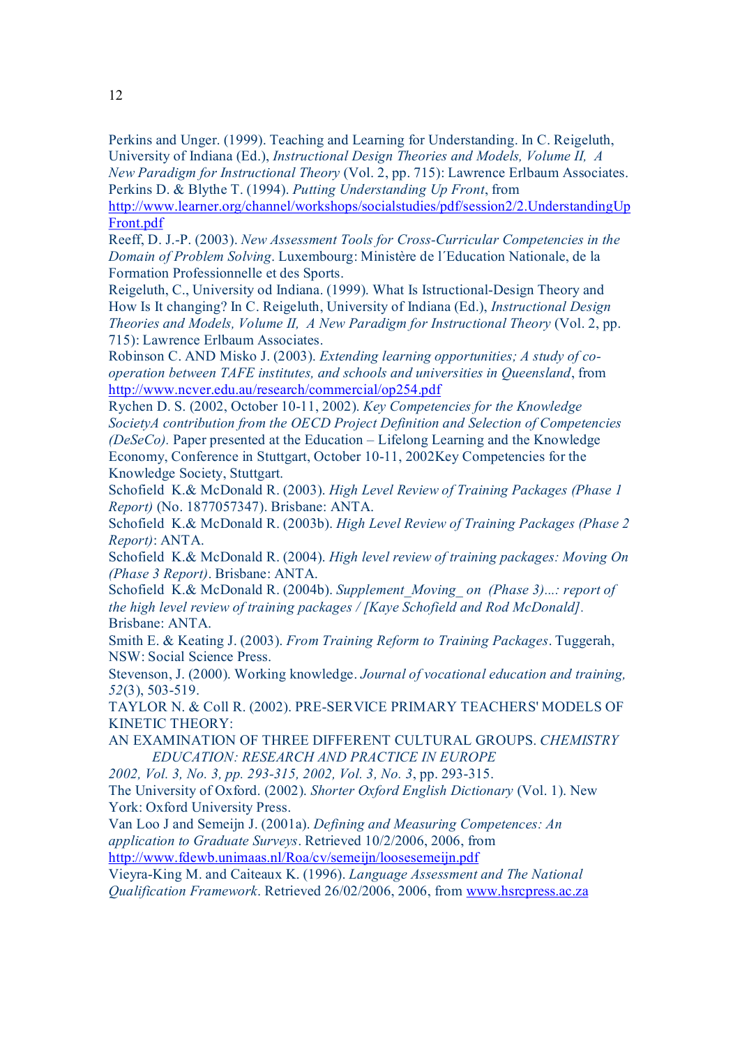Perkins and Unger. (1999). Teaching and Learning for Understanding. In C. Reigeluth, University of Indiana (Ed.), *Instructional Design Theories and Models, Volume II, A New Paradigm for Instructional Theory* (Vol. 2, pp. 715): Lawrence Erlbaum Associates.

Perkins D. & Blythe T. (1994). *Putting Understanding Up Front*, from http://www.learner.org/channel/workshops/socialstudies/pdf/session2/2.UnderstandingUpFront.pdf

Reeff, D. J.-P. (2003). *New Assessment Tools for Cross-Curricular Competencies in the Domain of Problem Solving*. Luxembourg: Ministère de l´Education Nationale, de la Formation Professionnelle et des Sports.

Reigeluth, C., University od Indiana. (1999). What Is Istructional-Design Theory and How Is It changing? In C. Reigeluth, University of Indiana (Ed.), *Instructional Design Theories and Models, Volume II, A New Paradigm for Instructional Theory* (Vol. 2, pp. 715): Lawrence Erlbaum Associates.

Robinson C. AND Misko J. (2003). *Extending learning opportunities; A study of co-operation between TAFE institutes, and schools and universities in Queensland*, from http://www.ncver.edu.au/research/commercial/op254.pdf

Rychen D. S. (2002, October 10-11, 2002). *Key Competencies for the Knowledge SocietyA contribution from the OECD Project Definition and Selection of Competencies (DeSeCo).* Paper presented at the Education – Lifelong Learning and the Knowledge Economy, Conference in Stuttgart, October 10-11, 2002Key Competencies for the Knowledge Society, Stuttgart.

Schofield K.& McDonald R. (2003). *High Level Review of Training Packages (Phase 1 Report)* (No. 1877057347). Brisbane: ANTA.

Schofield K.& McDonald R. (2003b). *High Level Review of Training Packages (Phase 2 Report)*: ANTA.

Schofield K.& McDonald R. (2004). *High level review of training packages: Moving On (Phase 3 Report)*. Brisbane: ANTA.

Schofield K.& McDonald R. (2004b). *Supplement_Moving_ on (Phase 3)...: report of the high level review of training packages / [Kaye Schofield and Rod McDonald].* Brisbane: ANTA.

Smith E. & Keating J. (2003). *From Training Reform to Training Packages*. Tuggerah, NSW: Social Science Press.

Stevenson, J. (2000). Working knowledge. *Journal of vocational education and training, 52*(3), 503-519.

TAYLOR N. & Coll R. (2002). PRE-SERVICE PRIMARY TEACHERS' MODELS OF KINETIC THEORY:
AN EXAMINATION OF THREE DIFFERENT CULTURAL GROUPS. *CHEMISTRY EDUCATION: RESEARCH AND PRACTICE IN EUROPE 2002, Vol. 3, No. 3, pp. 293-315, 2002, Vol. 3, No. 3*, pp. 293-315.

The University of Oxford. (2002). *Shorter Oxford English Dictionary* (Vol. 1). New York: Oxford University Press.

Van Loo J and Semeijn J. (2001a). *Defining and Measuring Competences: An application to Graduate Surveys*. Retrieved 10/2/2006, 2006, from http://www.fdewb.unimaas.nl/Roa/cv/semeijn/loosesemeijn.pdf

Vieyra-King M. and Caiteaux K. (1996). *Language Assessment and The National Qualification Framework*. Retrieved 26/02/2006, 2006, from www.hsrcpress.ac.za